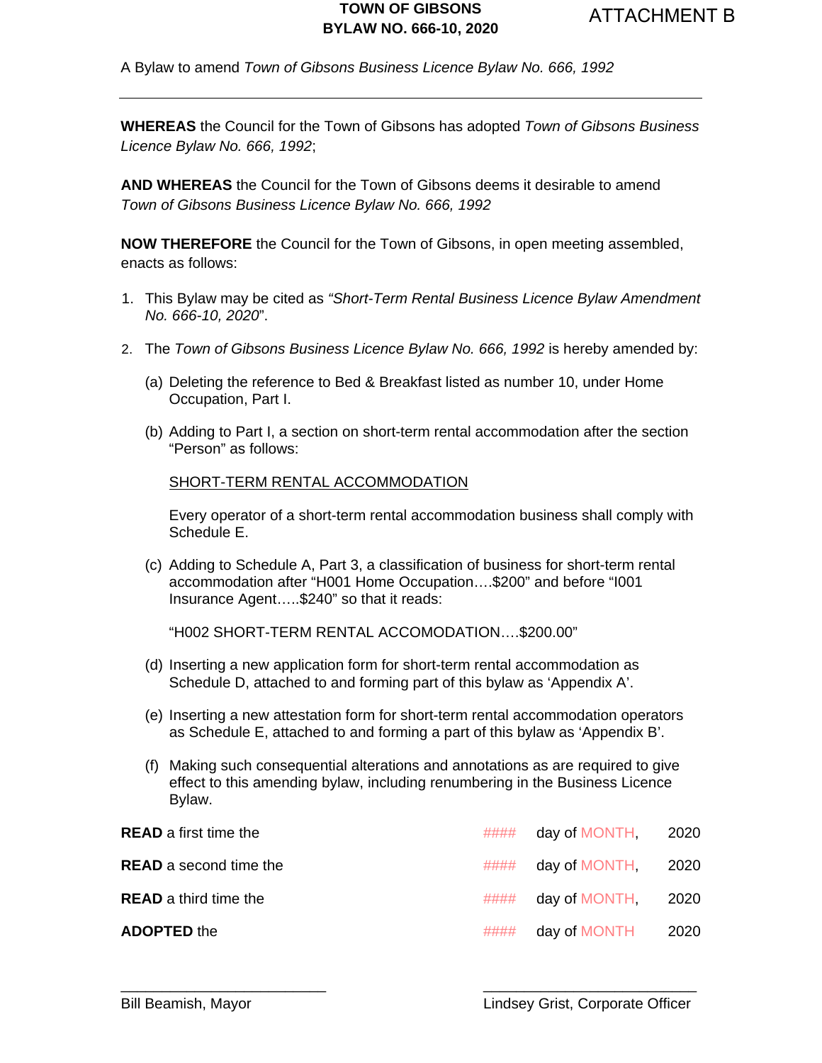ATTACHMENT B

# TOWN OF GIBSONS
# BYLAW NO. 666-10, 2020

A Bylaw to amend *Town of Gibsons Business Licence Bylaw No. 666, 1992*

---

**WHEREAS** the Council for the Town of Gibsons has adopted *Town of Gibsons Business Licence Bylaw No. 666, 1992*;

**AND WHEREAS** the Council for the Town of Gibsons deems it desirable to amend *Town of Gibsons Business Licence Bylaw No. 666, 1992*

**NOW THEREFORE** the Council for the Town of Gibsons, in open meeting assembled, enacts as follows:

1. This Bylaw may be cited as *"Short-Term Rental Business Licence Bylaw Amendment No. 666-10, 2020*".

2. The *Town of Gibsons Business Licence Bylaw No. 666, 1992* is hereby amended by:

   (a) Deleting the reference to Bed & Breakfast listed as number 10, under Home Occupation, Part I.

   (b) Adding to Part I, a section on short-term rental accommodation after the section "Person" as follows:

   SHORT-TERM RENTAL ACCOMMODATION

   Every operator of a short-term rental accommodation business shall comply with Schedule E.

   (c) Adding to Schedule A, Part 3, a classification of business for short-term rental accommodation after "H001 Home Occupation….$200" and before "I001 Insurance Agent…..$240" so that it reads:

   "H002 SHORT-TERM RENTAL ACCOMODATION….$200.00"

   (d) Inserting a new application form for short-term rental accommodation as Schedule D, attached to and forming part of this bylaw as 'Appendix A'.

   (e) Inserting a new attestation form for short-term rental accommodation operators as Schedule E, attached to and forming a part of this bylaw as 'Appendix B'.

   (f) Making such consequential alterations and annotations as are required to give effect to this amending bylaw, including renumbering in the Business Licence Bylaw.

| | | | |
|---|---|---|---|
| **READ** a first time the | #### | day of MONTH, | 2020 |
| **READ** a second time the | #### | day of MONTH, | 2020 |
| **READ** a third time the | #### | day of MONTH, | 2020 |
| **ADOPTED** the | #### | day of MONTH | 2020 |

___________________________
Bill Beamish, Mayor

___________________________
Lindsey Grist, Corporate Officer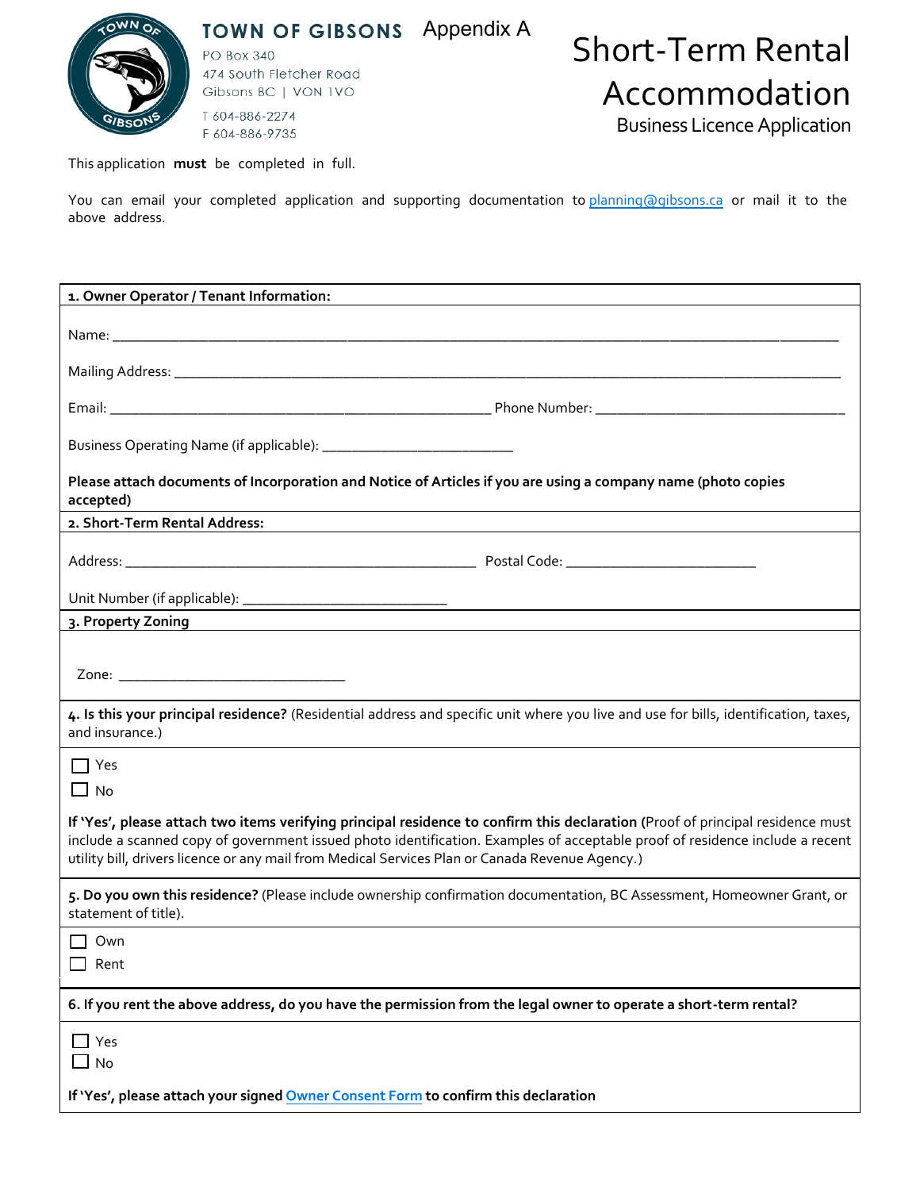TOWN OF GIBSONS
PO Box 340
474 South Fletcher Road
Gibsons BC | V0N 1V0
T 604-886-2274
F 604-886-9735

Appendix A

# Short-Term Rental Accommodation

## Business Licence Application

This application **must** be completed in full.

You can email your completed application and supporting documentation to planning@gibsons.ca or mail it to the above address.

**1. Owner Operator / Tenant Information:**

Name: ______________________________________________

Mailing Address: ______________________________________________

Email: ____________________________ Phone Number: ____________________________

Business Operating Name (if applicable): ____________________________

**Please attach documents of Incorporation and Notice of Articles if you are using a company name (photo copies accepted)**

**2. Short-Term Rental Address:**

Address: ____________________________ Postal Code: ____________________________

Unit Number (if applicable): ____________________________

**3. Property Zoning**

Zone: ____________________________

**4. Is this your principal residence?** (Residential address and specific unit where you live and use for bills, identification, taxes, and insurance.)

☐ Yes

☐ No

**If 'Yes', please attach two items verifying principal residence to confirm this declaration** (Proof of principal residence must include a scanned copy of government issued photo identification. Examples of acceptable proof of residence include a recent utility bill, drivers licence or any mail from Medical Services Plan or Canada Revenue Agency.)

**5. Do you own this residence?** (Please include ownership confirmation documentation, BC Assessment, Homeowner Grant, or statement of title).

☐ Own

☐ Rent

**6. If you rent the above address, do you have the permission from the legal owner to operate a short-term rental?**

☐ Yes

☐ No

**If 'Yes', please attach your signed Owner Consent Form to confirm this declaration**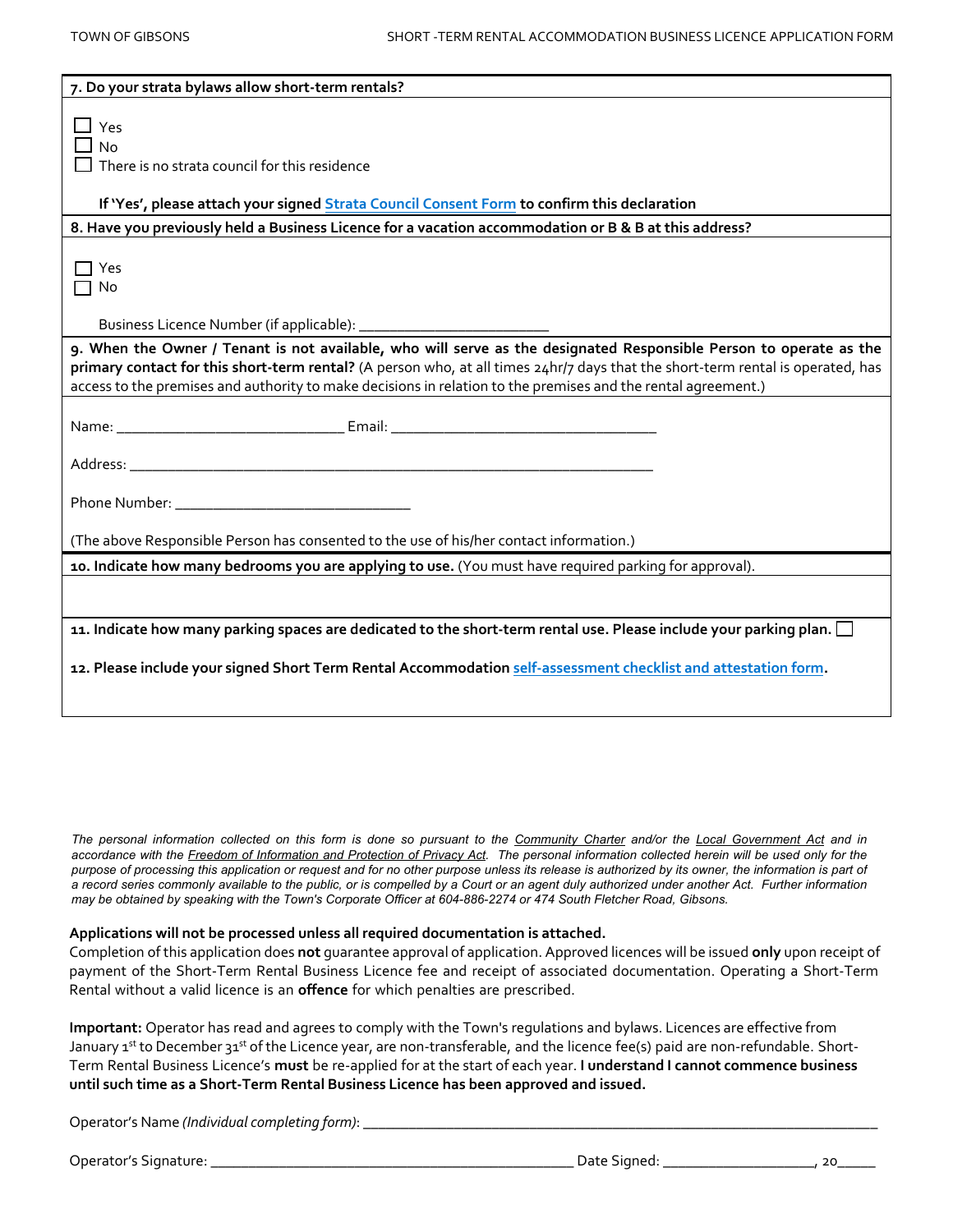**7. Do your strata bylaws allow short-term rentals?**

☐ Yes
☐ No
☐ There is no strata council for this residence

**If 'Yes', please attach your signed Strata Council Consent Form to confirm this declaration**

**8. Have you previously held a Business Licence for a vacation accommodation or B & B at this address?**

☐ Yes
☐ No

Business Licence Number (if applicable): ________________________

**9. When the Owner / Tenant is not available, who will serve as the designated Responsible Person to operate as the primary contact for this short-term rental?** (A person who, at all times 24hr/7 days that the short-term rental is operated, has access to the premises and authority to make decisions in relation to the premises and the rental agreement.)

Name: ____________________________ Email: __________________________________

Address: _________________________________________________________________

Phone Number: ____________________________

(The above Responsible Person has consented to the use of his/her contact information.)

**10. Indicate how many bedrooms you are applying to use.** (You must have required parking for approval).

**11. Indicate how many parking spaces are dedicated to the short-term rental use. Please include your parking plan.** ☐

**12. Please include your signed Short Term Rental Accommodation self-assessment checklist and attestation form.**

*The personal information collected on this form is done so pursuant to the Community Charter and/or the Local Government Act and in accordance with the Freedom of Information and Protection of Privacy Act. The personal information collected herein will be used only for the purpose of processing this application or request and for no other purpose unless its release is authorized by its owner, the information is part of a record series commonly available to the public, or is compelled by a Court or an agent duly authorized under another Act. Further information may be obtained by speaking with the Town's Corporate Officer at 604-886-2274 or 474 South Fletcher Road, Gibsons.*

**Applications will not be processed unless all required documentation is attached.**
Completion of this application does **not** guarantee approval of application. Approved licences will be issued **only** upon receipt of payment of the Short-Term Rental Business Licence fee and receipt of associated documentation. Operating a Short-Term Rental without a valid licence is an **offence** for which penalties are prescribed.

**Important:** Operator has read and agrees to comply with the Town's regulations and bylaws. Licences are effective from January 1st to December 31st of the Licence year, are non-transferable, and the licence fee(s) paid are non-refundable. Short-Term Rental Business Licence's **must** be re-applied for at the start of each year. **I understand I cannot commence business until such time as a Short-Term Rental Business Licence has been approved and issued.**

Operator's Name *(Individual completing form)*: ________________________________________________

Operator's Signature: ______________________________________ Date Signed: __________________, 20_____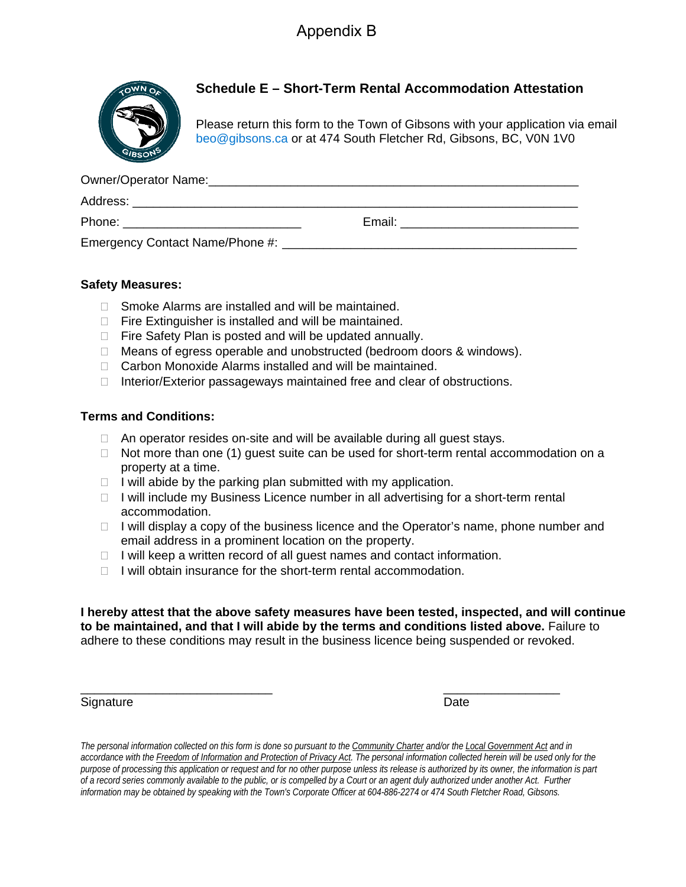# Appendix B

## Schedule E – Short-Term Rental Accommodation Attestation

Please return this form to the Town of Gibsons with your application via email beo@gibsons.ca or at 474 South Fletcher Rd, Gibsons, BC, V0N 1V0

Owner/Operator Name:\_\_\_\_\_\_\_\_\_\_\_\_\_\_\_\_\_\_\_\_\_\_\_\_\_\_\_\_\_\_\_\_\_\_\_\_\_\_\_\_\_\_\_\_\_\_\_\_\_\_\_\_

Address: \_\_\_\_\_\_\_\_\_\_\_\_\_\_\_\_\_\_\_\_\_\_\_\_\_\_\_\_\_\_\_\_\_\_\_\_\_\_\_\_\_\_\_\_\_\_\_\_\_\_\_\_\_\_\_\_\_\_\_\_

Phone: \_\_\_\_\_\_\_\_\_\_\_\_\_\_\_\_\_\_\_\_\_\_\_\_\_\_ Email: \_\_\_\_\_\_\_\_\_\_\_\_\_\_\_\_\_\_\_\_\_\_\_\_\_\_

Emergency Contact Name/Phone #: \_\_\_\_\_\_\_\_\_\_\_\_\_\_\_\_\_\_\_\_\_\_\_\_\_\_\_\_\_\_\_\_\_\_\_\_\_\_\_\_\_\_

**Safety Measures:**

- ☐ Smoke Alarms are installed and will be maintained.
- ☐ Fire Extinguisher is installed and will be maintained.
- ☐ Fire Safety Plan is posted and will be updated annually.
- ☐ Means of egress operable and unobstructed (bedroom doors & windows).
- ☐ Carbon Monoxide Alarms installed and will be maintained.
- ☐ Interior/Exterior passageways maintained free and clear of obstructions.

**Terms and Conditions:**

- ☐ An operator resides on-site and will be available during all guest stays.
- ☐ Not more than one (1) guest suite can be used for short-term rental accommodation on a property at a time.
- ☐ I will abide by the parking plan submitted with my application.
- ☐ I will include my Business Licence number in all advertising for a short-term rental accommodation.
- ☐ I will display a copy of the business licence and the Operator's name, phone number and email address in a prominent location on the property.
- ☐ I will keep a written record of all guest names and contact information.
- ☐ I will obtain insurance for the short-term rental accommodation.

**I hereby attest that the above safety measures have been tested, inspected, and will continue to be maintained, and that I will abide by the terms and conditions listed above.** Failure to adhere to these conditions may result in the business licence being suspended or revoked.

\_\_\_\_\_\_\_\_\_\_\_\_\_\_\_\_\_\_\_\_\_\_\_\_\_\_\_\_ \_\_\_\_\_\_\_\_\_\_\_\_\_\_\_\_\_\_\_

Signature Date

*The personal information collected on this form is done so pursuant to the Community Charter and/or the Local Government Act and in accordance with the Freedom of Information and Protection of Privacy Act. The personal information collected herein will be used only for the purpose of processing this application or request and for no other purpose unless its release is authorized by its owner, the information is part of a record series commonly available to the public, or is compelled by a Court or an agent duly authorized under another Act. Further information may be obtained by speaking with the Town's Corporate Officer at 604-886-2274 or 474 South Fletcher Road, Gibsons.*